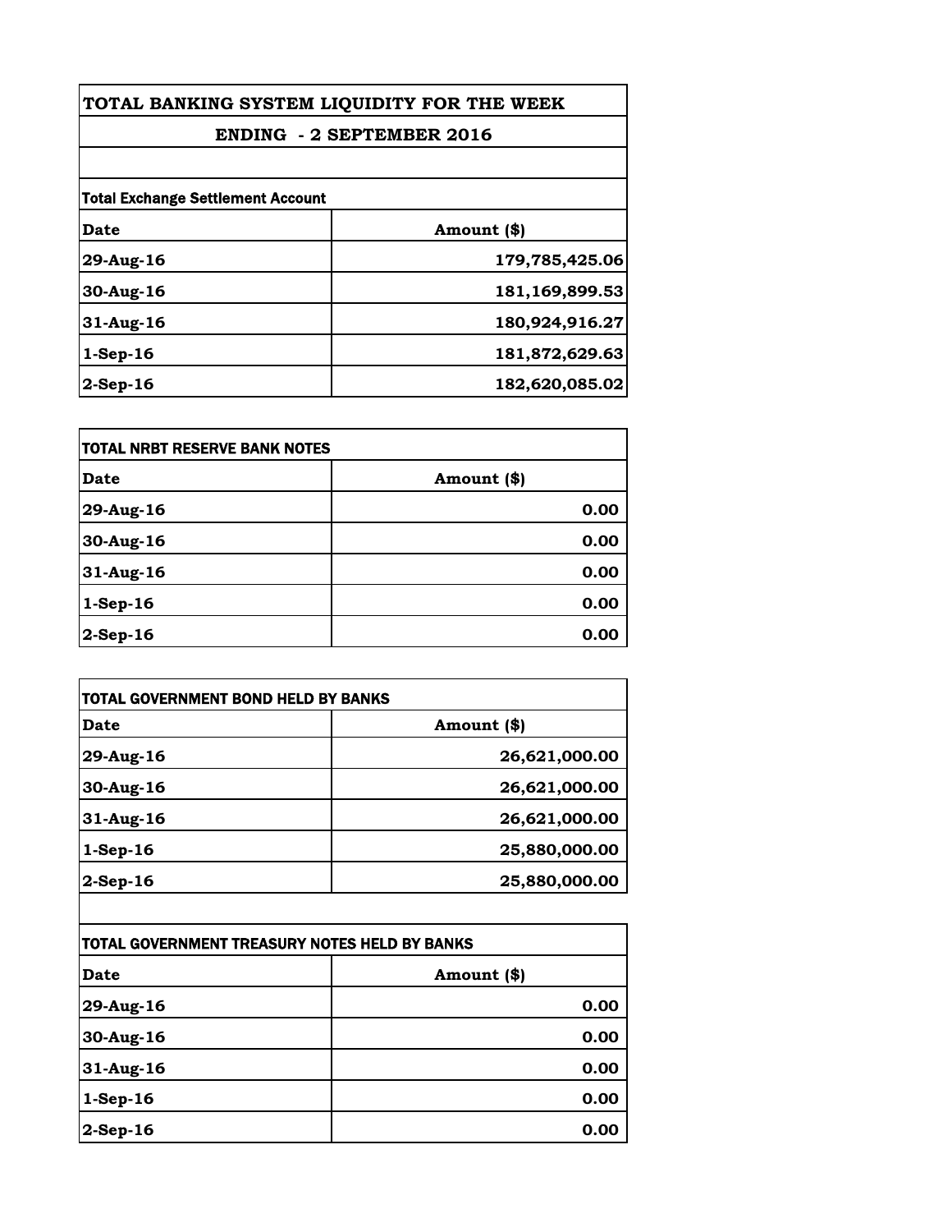# TOTAL BANKING SYSTEM LIQUIDITY FOR THE WEEK

## ENDING - 2 SEPTEMBER 2016

**Total Exchange Settlement Account**

| Date | Amount ($) |
|---|---|
| 29-Aug-16 | 179,785,425.06 |
| 30-Aug-16 | 181,169,899.53 |
| 31-Aug-16 | 180,924,916.27 |
| 1-Sep-16 | 181,872,629.63 |
| 2-Sep-16 | 182,620,085.02 |

**TOTAL NRBT RESERVE BANK NOTES**

| Date | Amount ($) |
|---|---|
| 29-Aug-16 | 0.00 |
| 30-Aug-16 | 0.00 |
| 31-Aug-16 | 0.00 |
| 1-Sep-16 | 0.00 |
| 2-Sep-16 | 0.00 |

**TOTAL GOVERNMENT BOND HELD BY BANKS**

| Date | Amount ($) |
|---|---|
| 29-Aug-16 | 26,621,000.00 |
| 30-Aug-16 | 26,621,000.00 |
| 31-Aug-16 | 26,621,000.00 |
| 1-Sep-16 | 25,880,000.00 |
| 2-Sep-16 | 25,880,000.00 |

**TOTAL GOVERNMENT TREASURY NOTES HELD BY BANKS**

| Date | Amount ($) |
|---|---|
| 29-Aug-16 | 0.00 |
| 30-Aug-16 | 0.00 |
| 31-Aug-16 | 0.00 |
| 1-Sep-16 | 0.00 |
| 2-Sep-16 | 0.00 |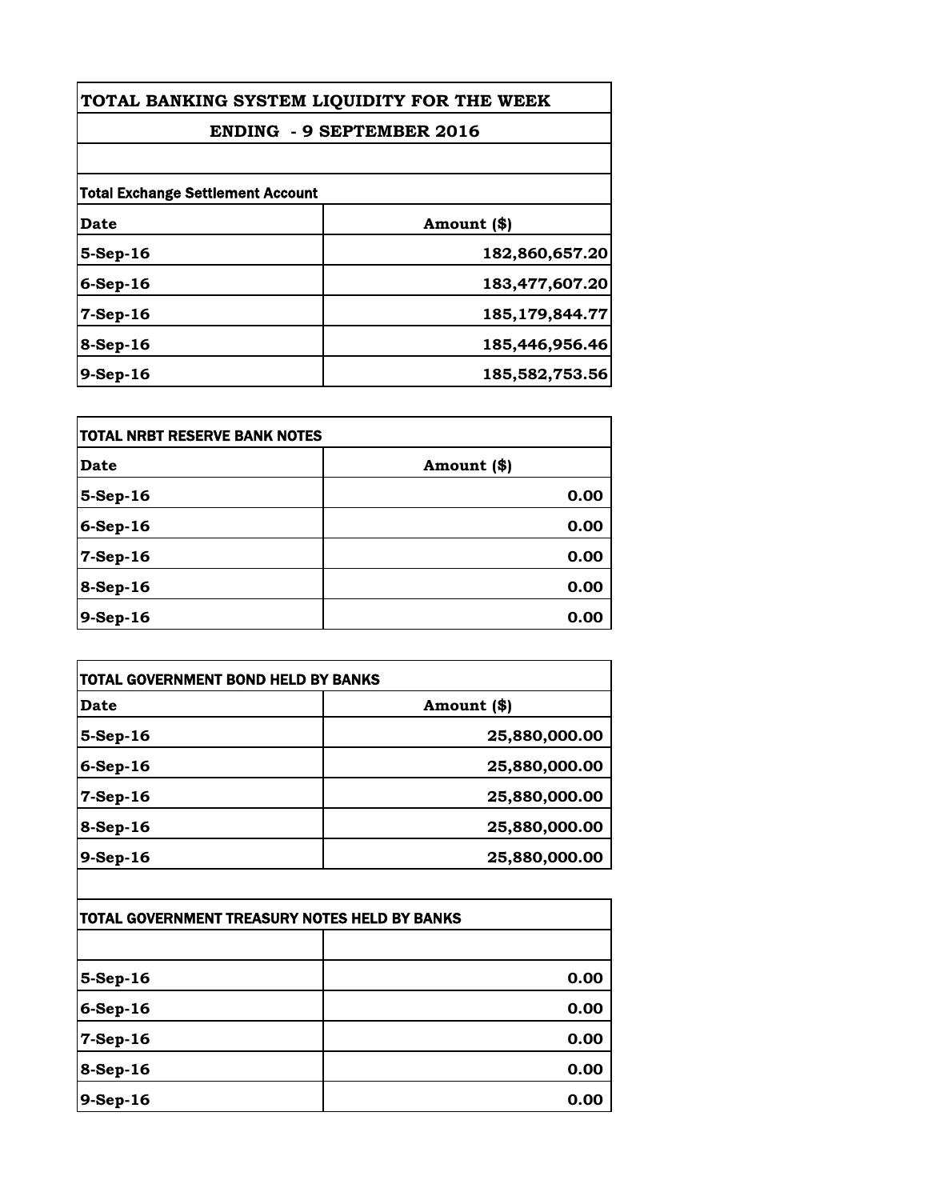# TOTAL BANKING SYSTEM LIQUIDITY FOR THE WEEK

## ENDING - 9 SEPTEMBER 2016

**Total Exchange Settlement Account**

| Date | Amount ($) |
|---|---|
| 5-Sep-16 | 182,860,657.20 |
| 6-Sep-16 | 183,477,607.20 |
| 7-Sep-16 | 185,179,844.77 |
| 8-Sep-16 | 185,446,956.46 |
| 9-Sep-16 | 185,582,753.56 |

**TOTAL NRBT RESERVE BANK NOTES**

| Date | Amount ($) |
|---|---|
| 5-Sep-16 | 0.00 |
| 6-Sep-16 | 0.00 |
| 7-Sep-16 | 0.00 |
| 8-Sep-16 | 0.00 |
| 9-Sep-16 | 0.00 |

**TOTAL GOVERNMENT BOND HELD BY BANKS**

| Date | Amount ($) |
|---|---|
| 5-Sep-16 | 25,880,000.00 |
| 6-Sep-16 | 25,880,000.00 |
| 7-Sep-16 | 25,880,000.00 |
| 8-Sep-16 | 25,880,000.00 |
| 9-Sep-16 | 25,880,000.00 |

**TOTAL GOVERNMENT TREASURY NOTES HELD BY BANKS**

| | |
|---|---|
| 5-Sep-16 | 0.00 |
| 6-Sep-16 | 0.00 |
| 7-Sep-16 | 0.00 |
| 8-Sep-16 | 0.00 |
| 9-Sep-16 | 0.00 |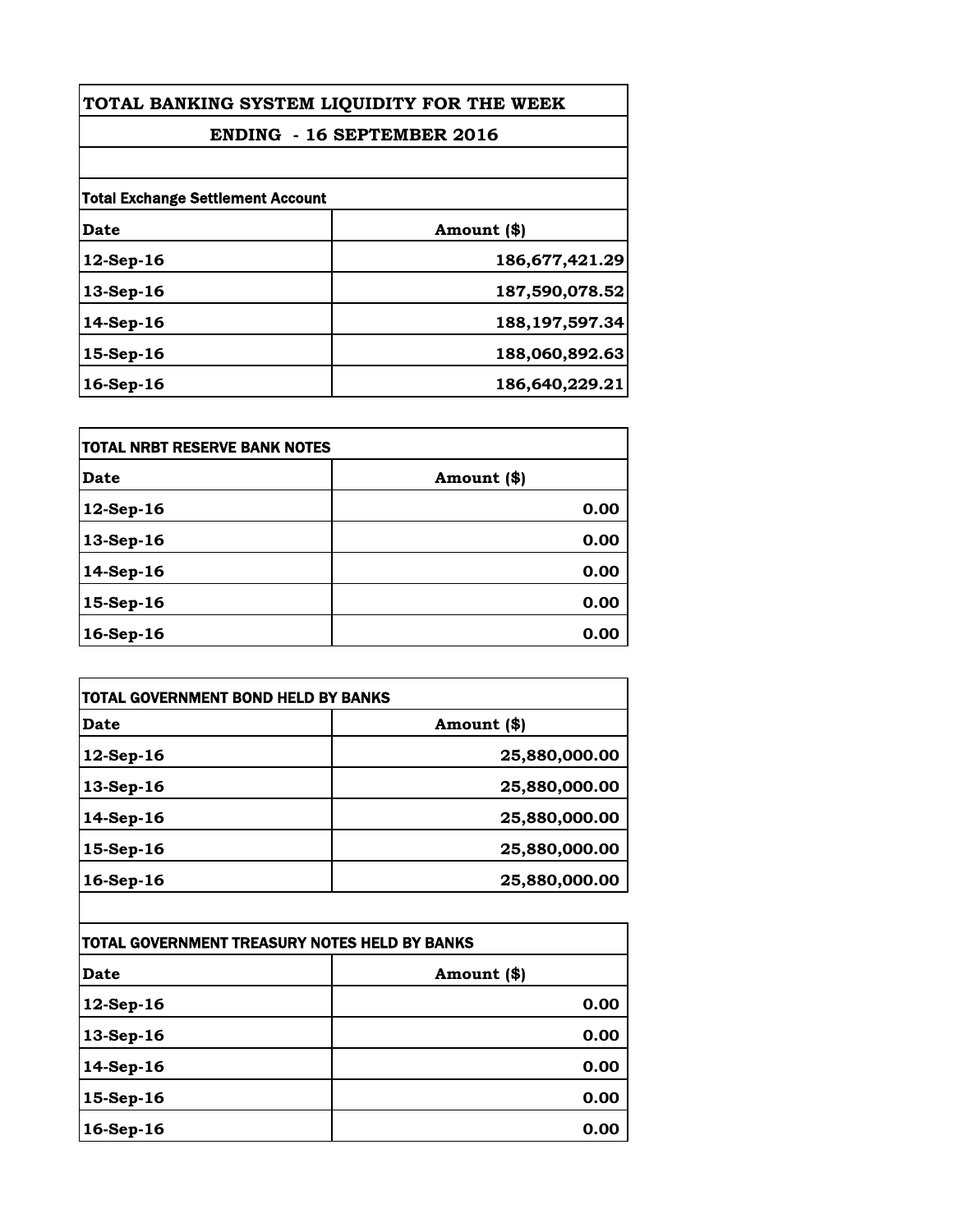# TOTAL BANKING SYSTEM LIQUIDITY FOR THE WEEK

## ENDING - 16 SEPTEMBER 2016

**Total Exchange Settlement Account**

| Date | Amount ($) |
|---|---|
| 12-Sep-16 | 186,677,421.29 |
| 13-Sep-16 | 187,590,078.52 |
| 14-Sep-16 | 188,197,597.34 |
| 15-Sep-16 | 188,060,892.63 |
| 16-Sep-16 | 186,640,229.21 |

**TOTAL NRBT RESERVE BANK NOTES**

| Date | Amount ($) |
|---|---|
| 12-Sep-16 | 0.00 |
| 13-Sep-16 | 0.00 |
| 14-Sep-16 | 0.00 |
| 15-Sep-16 | 0.00 |
| 16-Sep-16 | 0.00 |

**TOTAL GOVERNMENT BOND HELD BY BANKS**

| Date | Amount ($) |
|---|---|
| 12-Sep-16 | 25,880,000.00 |
| 13-Sep-16 | 25,880,000.00 |
| 14-Sep-16 | 25,880,000.00 |
| 15-Sep-16 | 25,880,000.00 |
| 16-Sep-16 | 25,880,000.00 |

**TOTAL GOVERNMENT TREASURY NOTES HELD BY BANKS**

| Date | Amount ($) |
|---|---|
| 12-Sep-16 | 0.00 |
| 13-Sep-16 | 0.00 |
| 14-Sep-16 | 0.00 |
| 15-Sep-16 | 0.00 |
| 16-Sep-16 | 0.00 |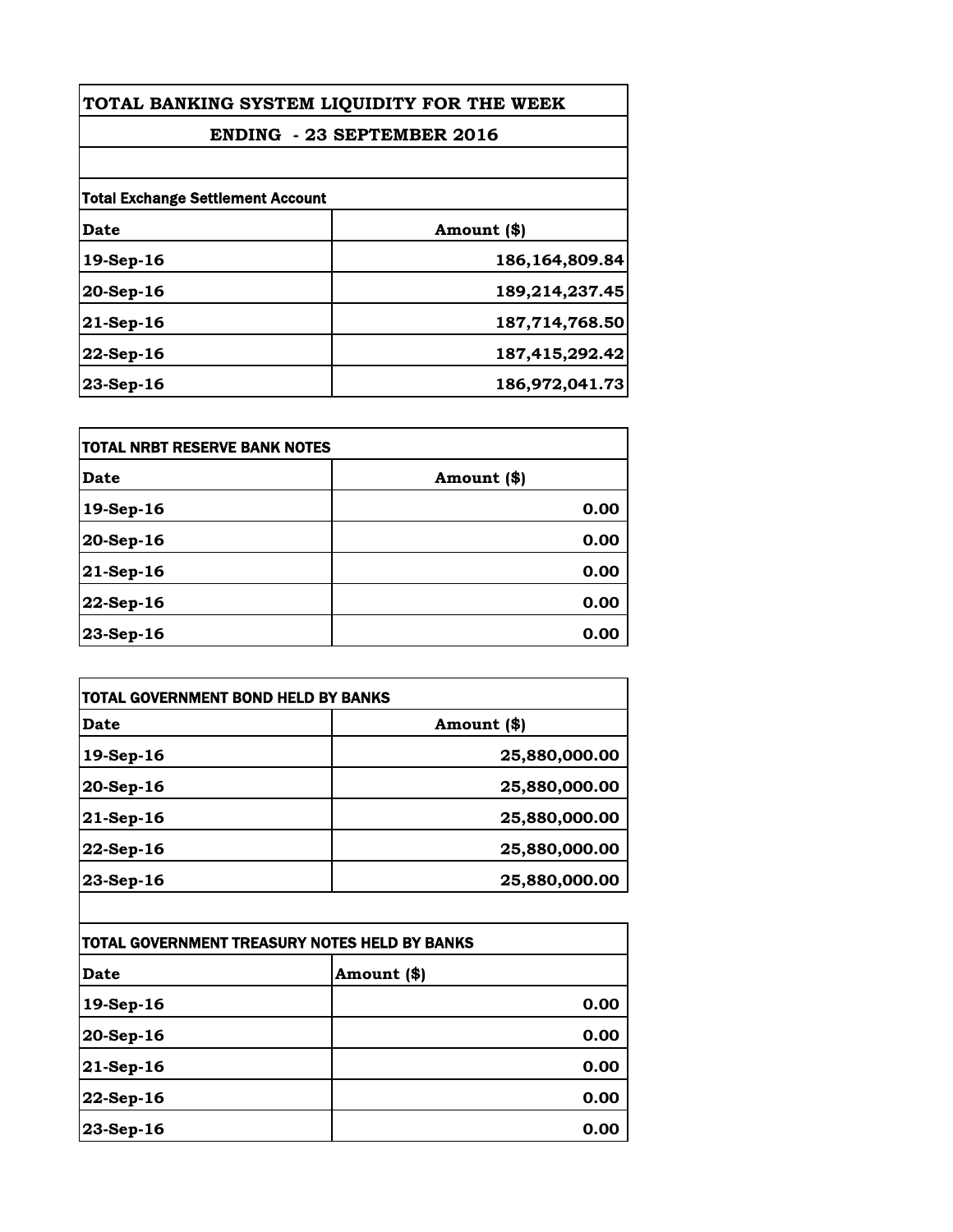# TOTAL BANKING SYSTEM LIQUIDITY FOR THE WEEK

## ENDING - 23 SEPTEMBER 2016

| Total Exchange Settlement Account | |
|---|---|
| **Date** | **Amount ($)** |
| 19-Sep-16 | 186,164,809.84 |
| 20-Sep-16 | 189,214,237.45 |
| 21-Sep-16 | 187,714,768.50 |
| 22-Sep-16 | 187,415,292.42 |
| 23-Sep-16 | 186,972,041.73 |

| TOTAL NRBT RESERVE BANK NOTES | |
|---|---|
| **Date** | **Amount ($)** |
| 19-Sep-16 | 0.00 |
| 20-Sep-16 | 0.00 |
| 21-Sep-16 | 0.00 |
| 22-Sep-16 | 0.00 |
| 23-Sep-16 | 0.00 |

| TOTAL GOVERNMENT BOND HELD BY BANKS | |
|---|---|
| **Date** | **Amount ($)** |
| 19-Sep-16 | 25,880,000.00 |
| 20-Sep-16 | 25,880,000.00 |
| 21-Sep-16 | 25,880,000.00 |
| 22-Sep-16 | 25,880,000.00 |
| 23-Sep-16 | 25,880,000.00 |

| TOTAL GOVERNMENT TREASURY NOTES HELD BY BANKS | |
|---|---|
| **Date** | **Amount ($)** |
| 19-Sep-16 | 0.00 |
| 20-Sep-16 | 0.00 |
| 21-Sep-16 | 0.00 |
| 22-Sep-16 | 0.00 |
| 23-Sep-16 | 0.00 |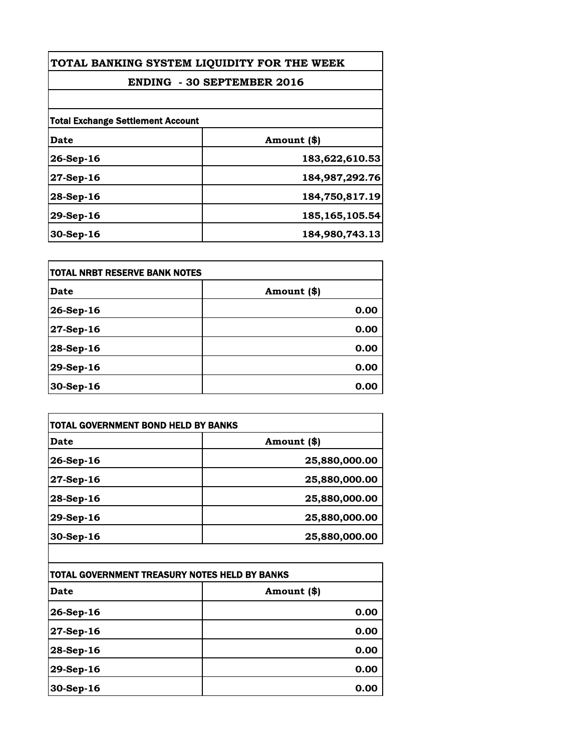# TOTAL BANKING SYSTEM LIQUIDITY FOR THE WEEK

## ENDING - 30 SEPTEMBER 2016

**Total Exchange Settlement Account**

| Date | Amount ($) |
|---|---|
| 26-Sep-16 | 183,622,610.53 |
| 27-Sep-16 | 184,987,292.76 |
| 28-Sep-16 | 184,750,817.19 |
| 29-Sep-16 | 185,165,105.54 |
| 30-Sep-16 | 184,980,743.13 |

**TOTAL NRBT RESERVE BANK NOTES**

| Date | Amount ($) |
|---|---|
| 26-Sep-16 | 0.00 |
| 27-Sep-16 | 0.00 |
| 28-Sep-16 | 0.00 |
| 29-Sep-16 | 0.00 |
| 30-Sep-16 | 0.00 |

**TOTAL GOVERNMENT BOND HELD BY BANKS**

| Date | Amount ($) |
|---|---|
| 26-Sep-16 | 25,880,000.00 |
| 27-Sep-16 | 25,880,000.00 |
| 28-Sep-16 | 25,880,000.00 |
| 29-Sep-16 | 25,880,000.00 |
| 30-Sep-16 | 25,880,000.00 |

**TOTAL GOVERNMENT TREASURY NOTES HELD BY BANKS**

| Date | Amount ($) |
|---|---|
| 26-Sep-16 | 0.00 |
| 27-Sep-16 | 0.00 |
| 28-Sep-16 | 0.00 |
| 29-Sep-16 | 0.00 |
| 30-Sep-16 | 0.00 |